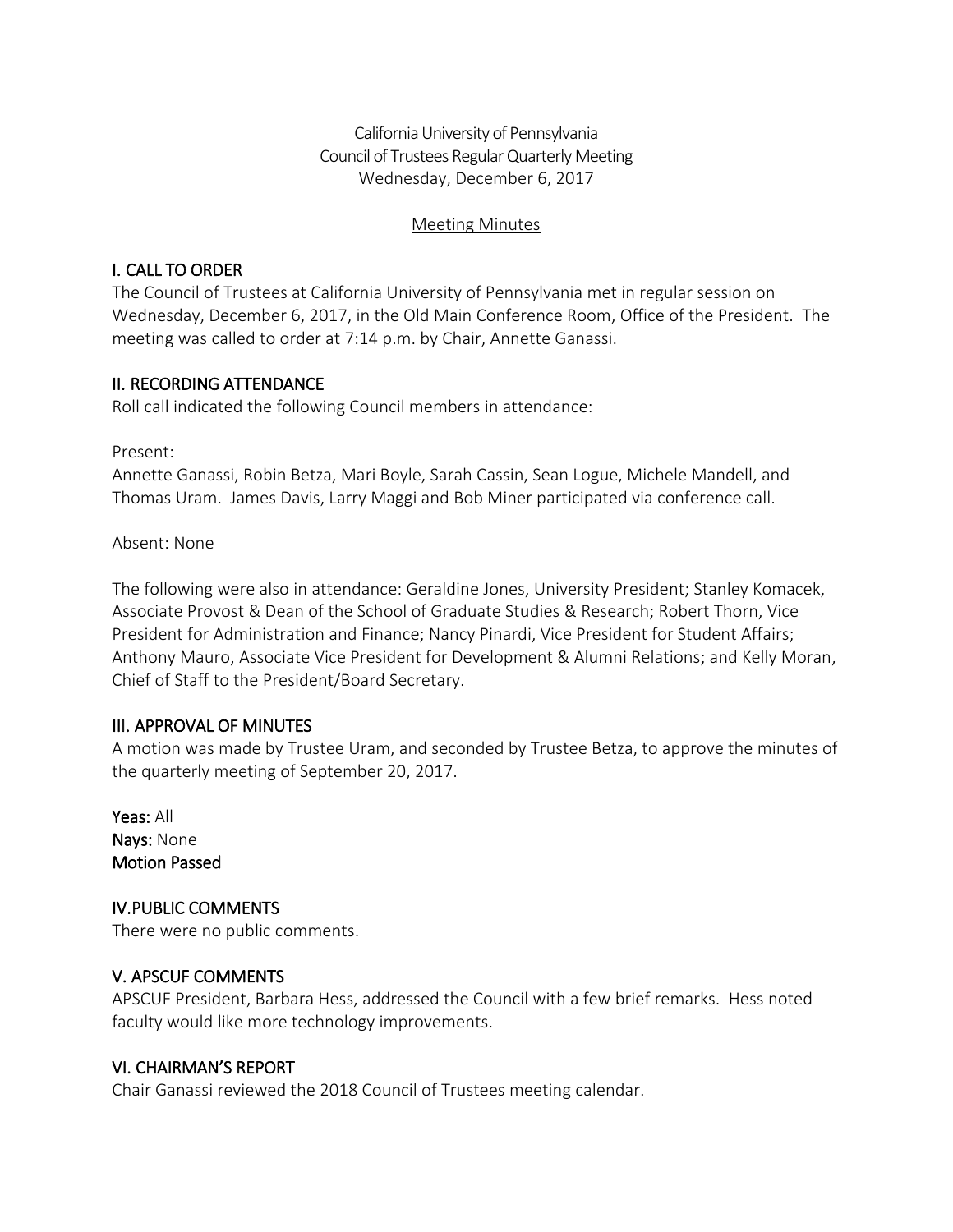California University of Pennsylvania
Council of Trustees Regular Quarterly Meeting
Wednesday, December 6, 2017

Meeting Minutes

## I. CALL TO ORDER

The Council of Trustees at California University of Pennsylvania met in regular session on Wednesday, December 6, 2017, in the Old Main Conference Room, Office of the President. The meeting was called to order at 7:14 p.m. by Chair, Annette Ganassi.

## II. RECORDING ATTENDANCE

Roll call indicated the following Council members in attendance:

Present:
Annette Ganassi, Robin Betza, Mari Boyle, Sarah Cassin, Sean Logue, Michele Mandell, and Thomas Uram. James Davis, Larry Maggi and Bob Miner participated via conference call.

Absent: None

The following were also in attendance: Geraldine Jones, University President; Stanley Komacek, Associate Provost & Dean of the School of Graduate Studies & Research; Robert Thorn, Vice President for Administration and Finance; Nancy Pinardi, Vice President for Student Affairs; Anthony Mauro, Associate Vice President for Development & Alumni Relations; and Kelly Moran, Chief of Staff to the President/Board Secretary.

## III. APPROVAL OF MINUTES

A motion was made by Trustee Uram, and seconded by Trustee Betza, to approve the minutes of the quarterly meeting of September 20, 2017.

**Yeas:** All
**Nays:** None
**Motion Passed**

## IV.PUBLIC COMMENTS

There were no public comments.

## V. APSCUF COMMENTS

APSCUF President, Barbara Hess, addressed the Council with a few brief remarks. Hess noted faculty would like more technology improvements.

## VI. CHAIRMAN'S REPORT

Chair Ganassi reviewed the 2018 Council of Trustees meeting calendar.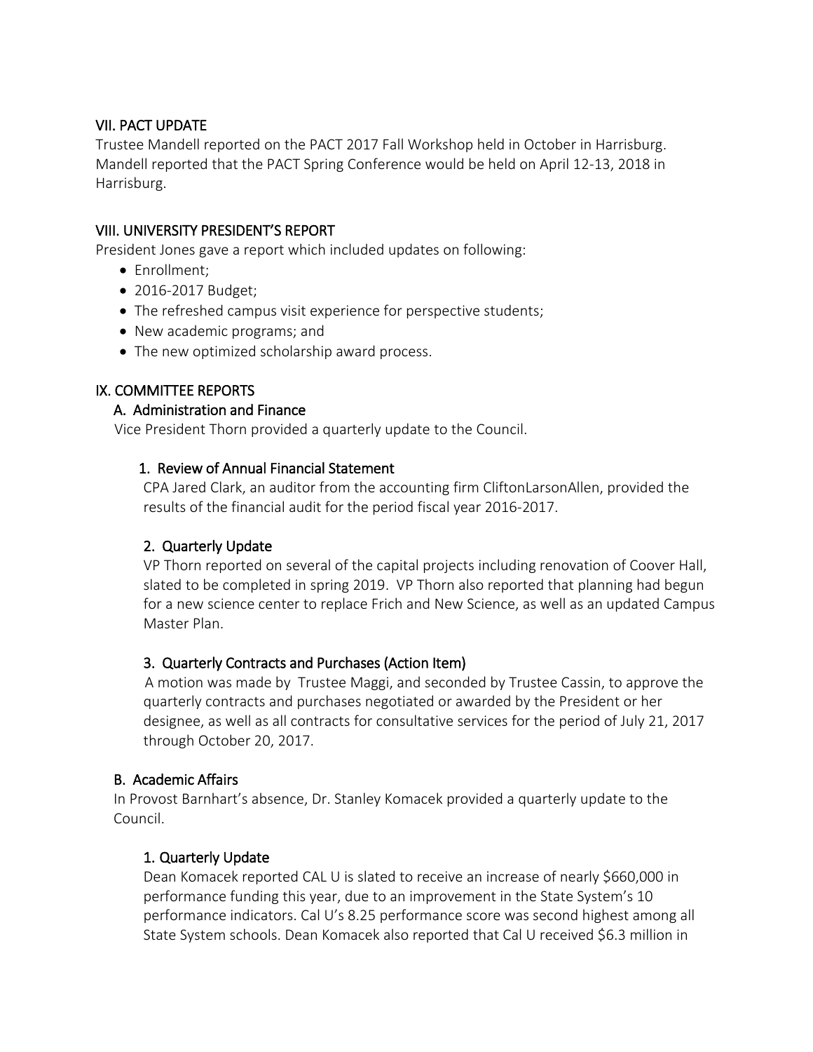## VII. PACT UPDATE

Trustee Mandell reported on the PACT 2017 Fall Workshop held in October in Harrisburg. Mandell reported that the PACT Spring Conference would be held on April 12-13, 2018 in Harrisburg.

## VIII. UNIVERSITY PRESIDENT'S REPORT

President Jones gave a report which included updates on following:

- Enrollment;
- 2016-2017 Budget;
- The refreshed campus visit experience for perspective students;
- New academic programs; and
- The new optimized scholarship award process.

## IX. COMMITTEE REPORTS

### A. Administration and Finance

Vice President Thorn provided a quarterly update to the Council.

#### 1. Review of Annual Financial Statement

CPA Jared Clark, an auditor from the accounting firm CliftonLarsonAllen, provided the results of the financial audit for the period fiscal year 2016-2017.

#### 2. Quarterly Update

VP Thorn reported on several of the capital projects including renovation of Coover Hall, slated to be completed in spring 2019. VP Thorn also reported that planning had begun for a new science center to replace Frich and New Science, as well as an updated Campus Master Plan.

#### 3. Quarterly Contracts and Purchases (Action Item)

A motion was made by Trustee Maggi, and seconded by Trustee Cassin, to approve the quarterly contracts and purchases negotiated or awarded by the President or her designee, as well as all contracts for consultative services for the period of July 21, 2017 through October 20, 2017.

### B. Academic Affairs

In Provost Barnhart's absence, Dr. Stanley Komacek provided a quarterly update to the Council.

#### 1. Quarterly Update

Dean Komacek reported CAL U is slated to receive an increase of nearly $660,000 in performance funding this year, due to an improvement in the State System's 10 performance indicators. Cal U's 8.25 performance score was second highest among all State System schools. Dean Komacek also reported that Cal U received $6.3 million in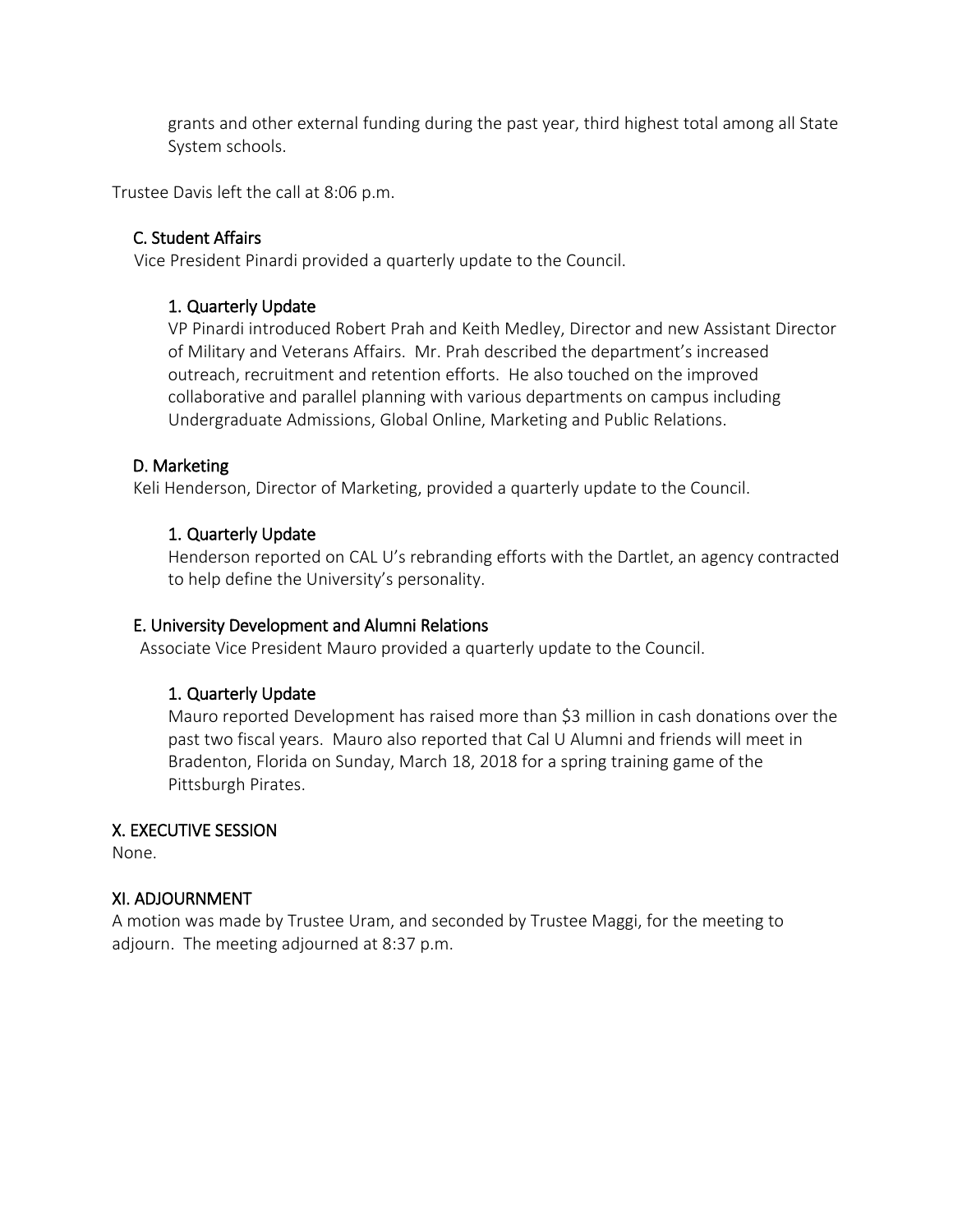grants and other external funding during the past year, third highest total among all State System schools.

Trustee Davis left the call at 8:06 p.m.

### C. Student Affairs

Vice President Pinardi provided a quarterly update to the Council.

#### 1. Quarterly Update

VP Pinardi introduced Robert Prah and Keith Medley, Director and new Assistant Director of Military and Veterans Affairs. Mr. Prah described the department's increased outreach, recruitment and retention efforts. He also touched on the improved collaborative and parallel planning with various departments on campus including Undergraduate Admissions, Global Online, Marketing and Public Relations.

### D. Marketing

Keli Henderson, Director of Marketing, provided a quarterly update to the Council.

#### 1. Quarterly Update

Henderson reported on CAL U's rebranding efforts with the Dartlet, an agency contracted to help define the University's personality.

### E. University Development and Alumni Relations

Associate Vice President Mauro provided a quarterly update to the Council.

#### 1. Quarterly Update

Mauro reported Development has raised more than $3 million in cash donations over the past two fiscal years. Mauro also reported that Cal U Alumni and friends will meet in Bradenton, Florida on Sunday, March 18, 2018 for a spring training game of the Pittsburgh Pirates.

## X. EXECUTIVE SESSION

None.

## XI. ADJOURNMENT

A motion was made by Trustee Uram, and seconded by Trustee Maggi, for the meeting to adjourn. The meeting adjourned at 8:37 p.m.